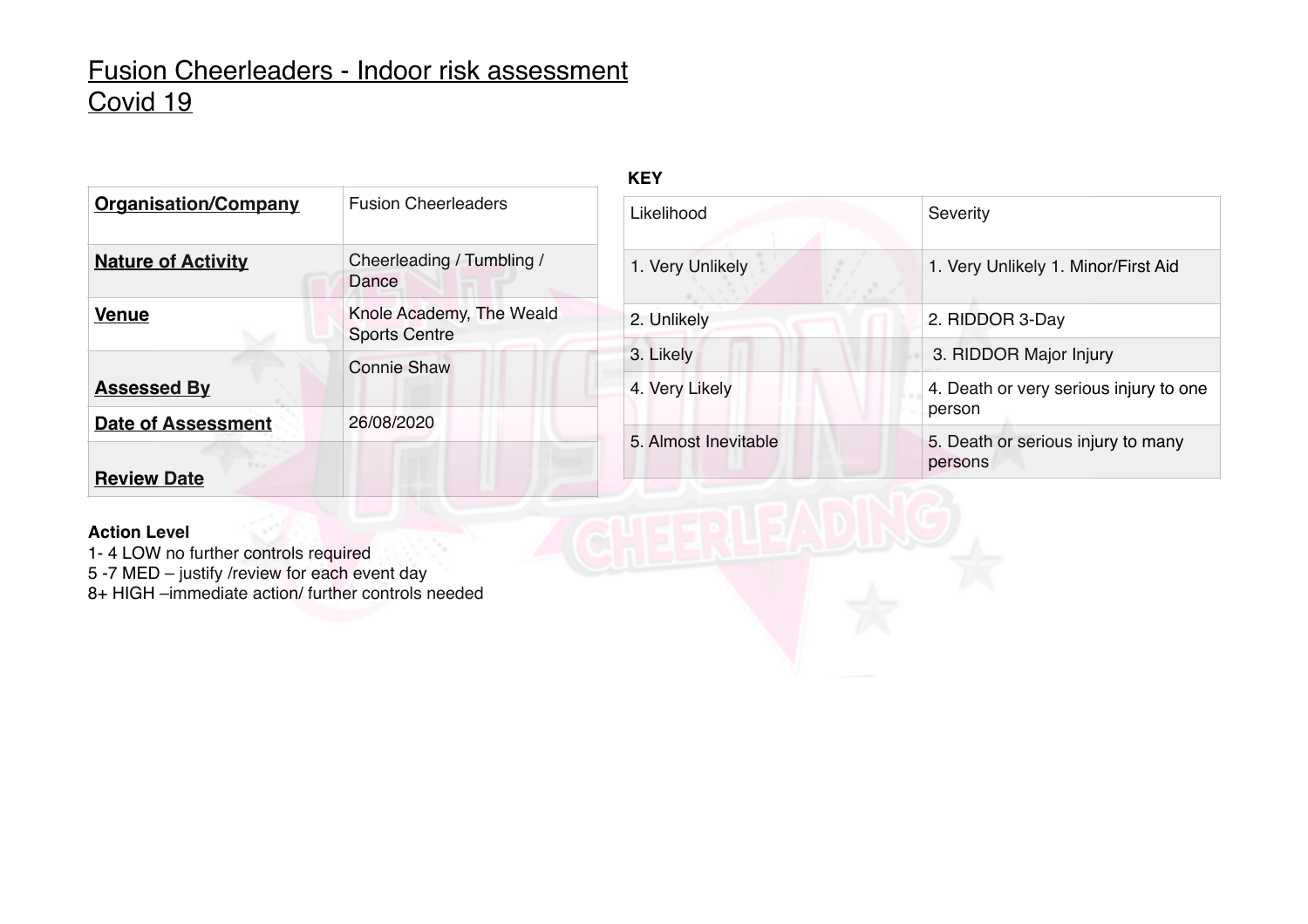# Fusion Cheerleaders - Indoor risk assessment
# Covid 19

| **Organisation/Company** | Fusion Cheerleaders |
|---|---|
| **Nature of Activity** | Cheerleading / Tumbling / Dance |
| **Venue** | Knole Academy, The Weald Sports Centre |
| **Assessed By** | Connie Shaw |
| **Date of Assessment** | 26/08/2020 |
| **Review Date** | |

**KEY**

| Likelihood | Severity |
|---|---|
| 1. Very Unlikely | 1. Very Unlikely 1. Minor/First Aid |
| 2. Unlikely | 2. RIDDOR 3-Day |
| 3. Likely | 3. RIDDOR Major Injury |
| 4. Very Likely | 4. Death or very serious injury to one person |
| 5. Almost Inevitable | 5. Death or serious injury to many persons |

**Action Level**

1- 4 LOW no further controls required
5 -7 MED – justify /review for each event day
8+ HIGH –immediate action/ further controls needed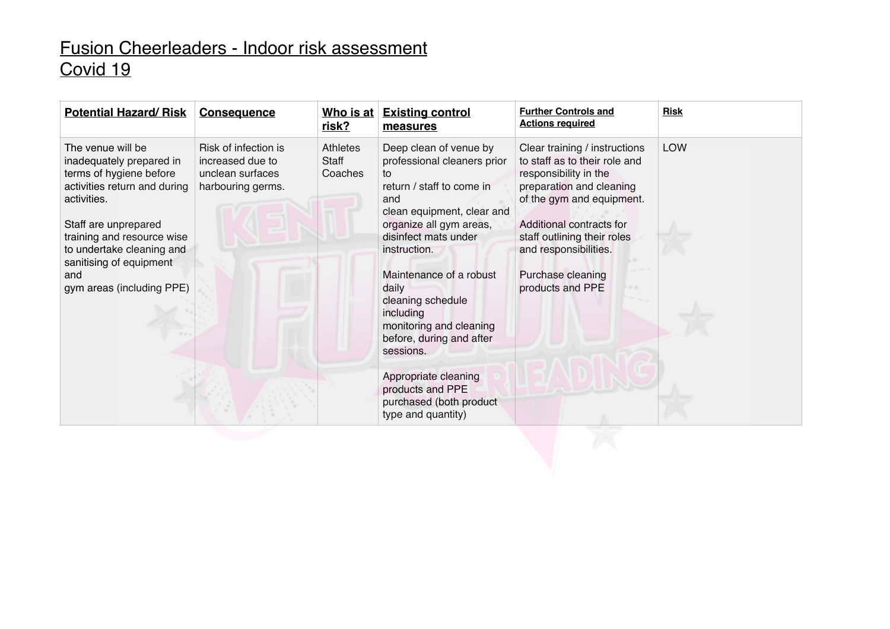# Fusion Cheerleaders - Indoor risk assessment Covid 19

| Potential Hazard/ Risk | Consequence | Who is at risk? | Existing control measures | Further Controls and Actions required | Risk |
|---|---|---|---|---|---|
| The venue will be inadequately prepared in terms of hygiene before activities return and during activities.<br><br>Staff are unprepared training and resource wise to undertake cleaning and sanitising of equipment and gym areas (including PPE) | Risk of infection is increased due to unclean surfaces harbouring germs. | Athletes<br>Staff<br>Coaches | Deep clean of venue by professional cleaners prior to return / staff to come in and clean equipment, clear and organize all gym areas, disinfect mats under instruction.<br><br>Maintenance of a robust daily cleaning schedule including monitoring and cleaning before, during and after sessions.<br><br>Appropriate cleaning products and PPE purchased (both product type and quantity) | Clear training / instructions to staff as to their role and responsibility in the preparation and cleaning of the gym and equipment.<br><br>Additional contracts for staff outlining their roles and responsibilities.<br><br>Purchase cleaning products and PPE | LOW |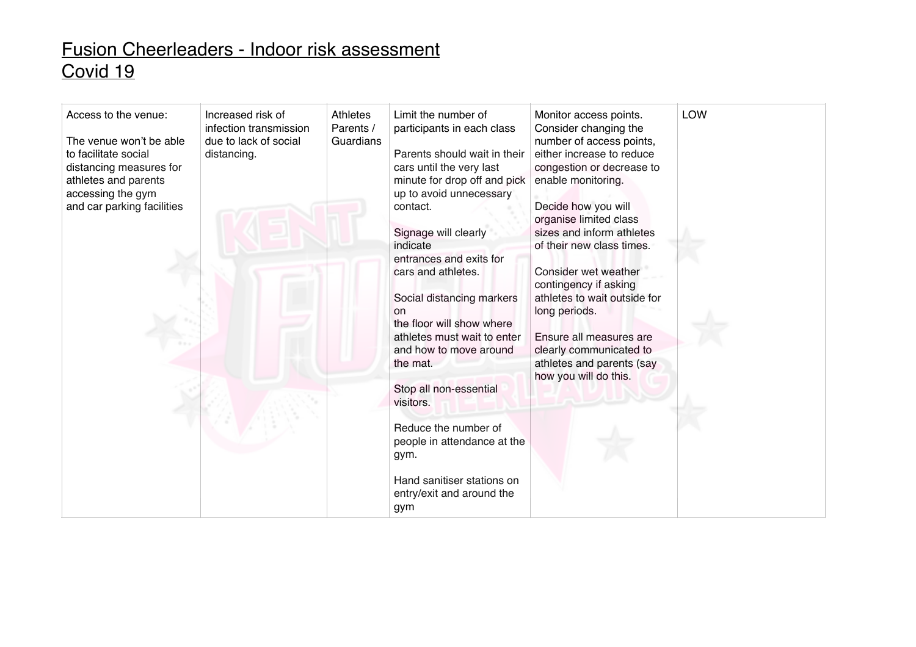# Fusion Cheerleaders - Indoor risk assessment
## Covid 19

| | | | | | |
|---|---|---|---|---|---|
| Access to the venue:<br><br>The venue won't be able to facilitate social distancing measures for athletes and parents accessing the gym and car parking facilities | Increased risk of infection transmission due to lack of social distancing. | Athletes Parents / Guardians | Limit the number of participants in each class<br><br>Parents should wait in their cars until the very last minute for drop off and pick up to avoid unnecessary contact.<br><br>Signage will clearly indicate entrances and exits for cars and athletes.<br><br>Social distancing markers on the floor will show where athletes must wait to enter and how to move around the mat.<br><br>Stop all non-essential visitors.<br><br>Reduce the number of people in attendance at the gym.<br><br>Hand sanitiser stations on entry/exit and around the gym | Monitor access points. Consider changing the number of access points, either increase to reduce congestion or decrease to enable monitoring.<br><br>Decide how you will organise limited class sizes and inform athletes of their new class times.<br><br>Consider wet weather contingency if asking athletes to wait outside for long periods.<br><br>Ensure all measures are clearly communicated to athletes and parents (say how you will do this. | LOW |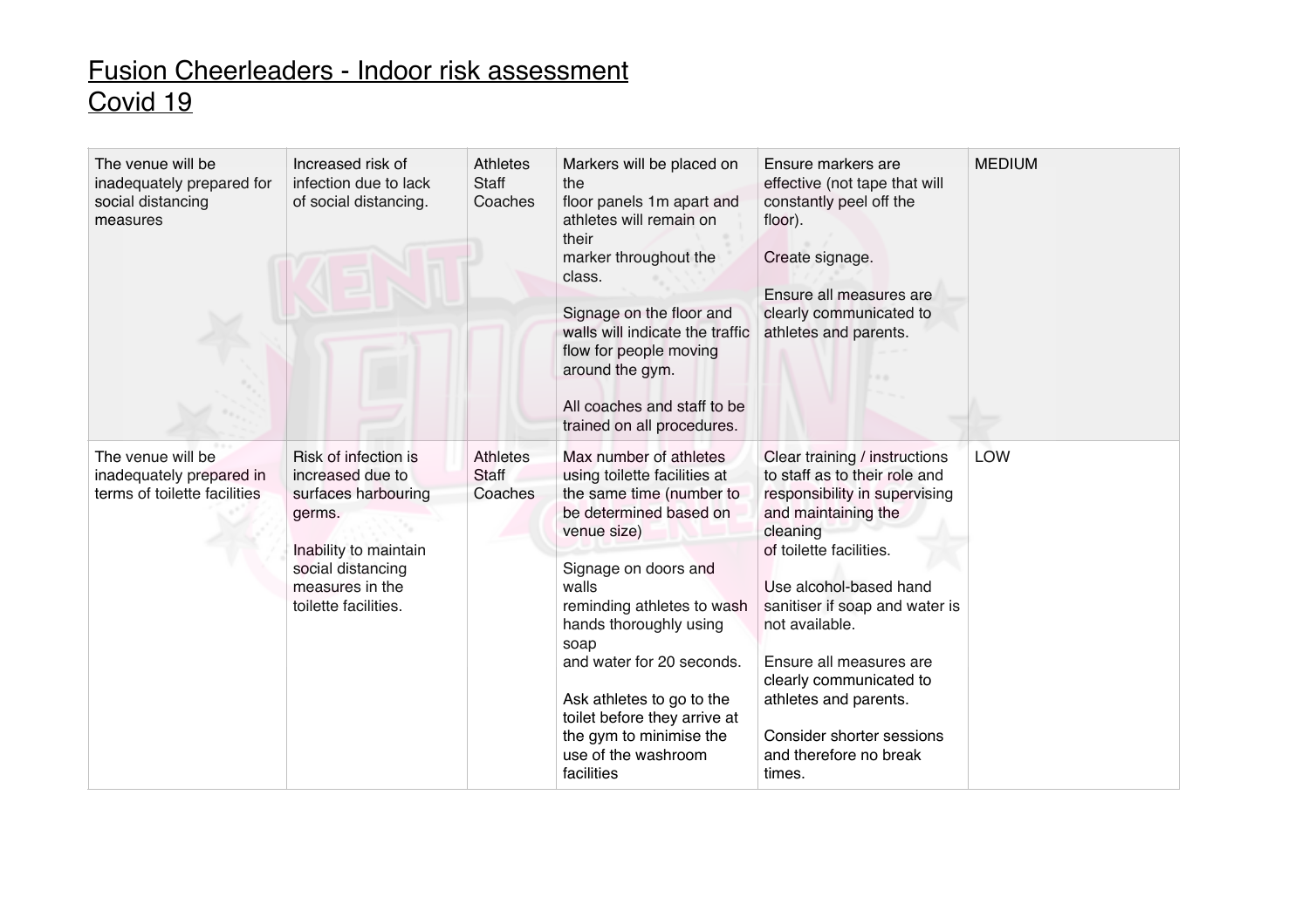# Fusion Cheerleaders - Indoor risk assessment
# Covid 19

| | | | | | |
|---|---|---|---|---|---|
| The venue will be inadequately prepared for social distancing measures | Increased risk of infection due to lack of social distancing. | Athletes Staff Coaches | Markers will be placed on the floor panels 1m apart and athletes will remain on their marker throughout the class.<br><br>Signage on the floor and walls will indicate the traffic flow for people moving around the gym.<br><br>All coaches and staff to be trained on all procedures. | Ensure markers are effective (not tape that will constantly peel off the floor).<br><br>Create signage.<br><br>Ensure all measures are clearly communicated to athletes and parents. | MEDIUM |
| The venue will be inadequately prepared in terms of toilette facilities | Risk of infection is increased due to surfaces harbouring germs.<br><br>Inability to maintain social distancing measures in the toilette facilities. | Athletes Staff Coaches | Max number of athletes using toilette facilities at the same time (number to be determined based on venue size)<br><br>Signage on doors and walls reminding athletes to wash hands thoroughly using soap and water for 20 seconds.<br><br>Ask athletes to go to the toilet before they arrive at the gym to minimise the use of the washroom facilities | Clear training / instructions to staff as to their role and responsibility in supervising and maintaining the cleaning of toilette facilities.<br><br>Use alcohol-based hand sanitiser if soap and water is not available.<br><br>Ensure all measures are clearly communicated to athletes and parents.<br><br>Consider shorter sessions and therefore no break times. | LOW |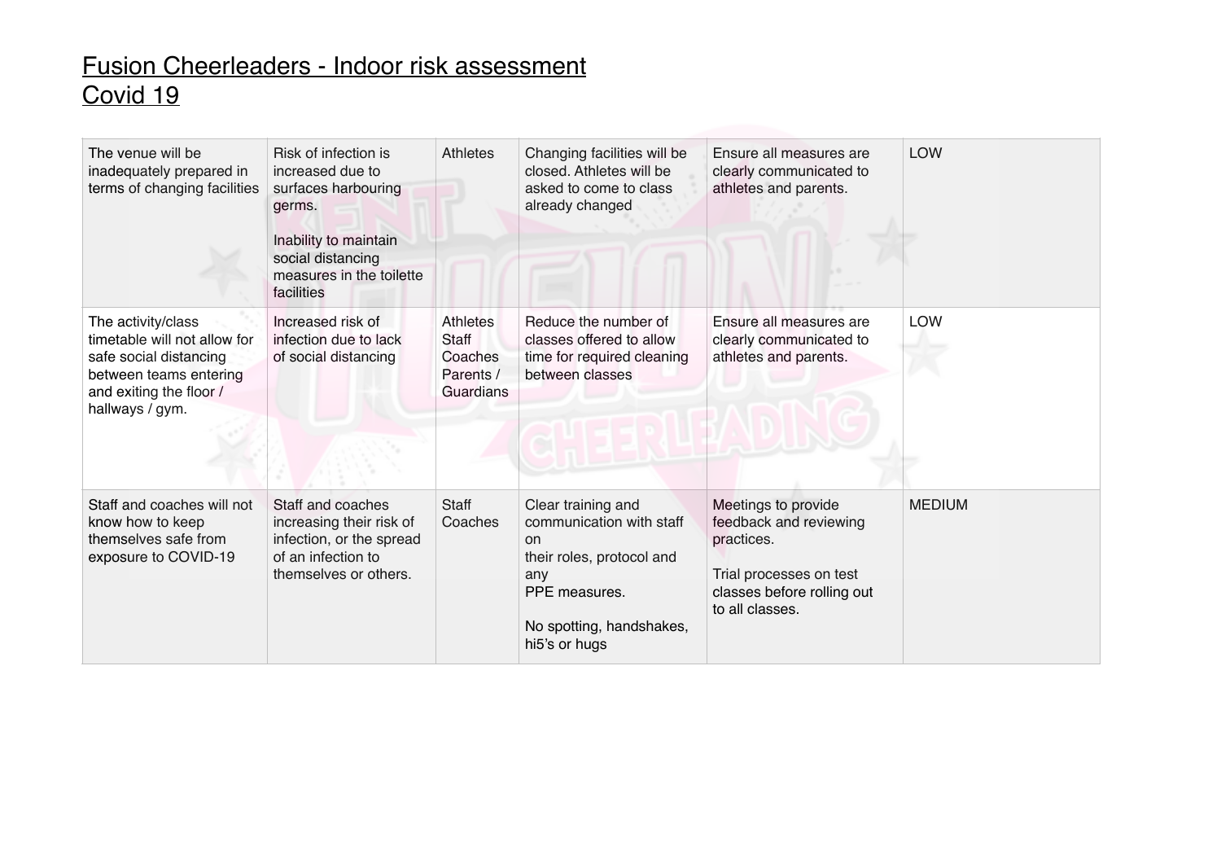# Fusion Cheerleaders - Indoor risk assessment
# Covid 19

| | | | | | |
|---|---|---|---|---|---|
| The venue will be inadequately prepared in terms of changing facilities | Risk of infection is increased due to surfaces harbouring germs.<br><br>Inability to maintain social distancing measures in the toilette facilities | Athletes | Changing facilities will be closed. Athletes will be asked to come to class already changed | Ensure all measures are clearly communicated to athletes and parents. | LOW |
| The activity/class timetable will not allow for safe social distancing between teams entering and exiting the floor / hallways / gym. | Increased risk of infection due to lack of social distancing | Athletes<br>Staff<br>Coaches<br>Parents / Guardians | Reduce the number of classes offered to allow time for required cleaning between classes | Ensure all measures are clearly communicated to athletes and parents. | LOW |
| Staff and coaches will not know how to keep themselves safe from exposure to COVID-19 | Staff and coaches increasing their risk of infection, or the spread of an infection to themselves or others. | Staff<br>Coaches | Clear training and communication with staff on their roles, protocol and any PPE measures.<br><br>No spotting, handshakes, hi5's or hugs | Meetings to provide feedback and reviewing practices.<br><br>Trial processes on test classes before rolling out to all classes. | MEDIUM |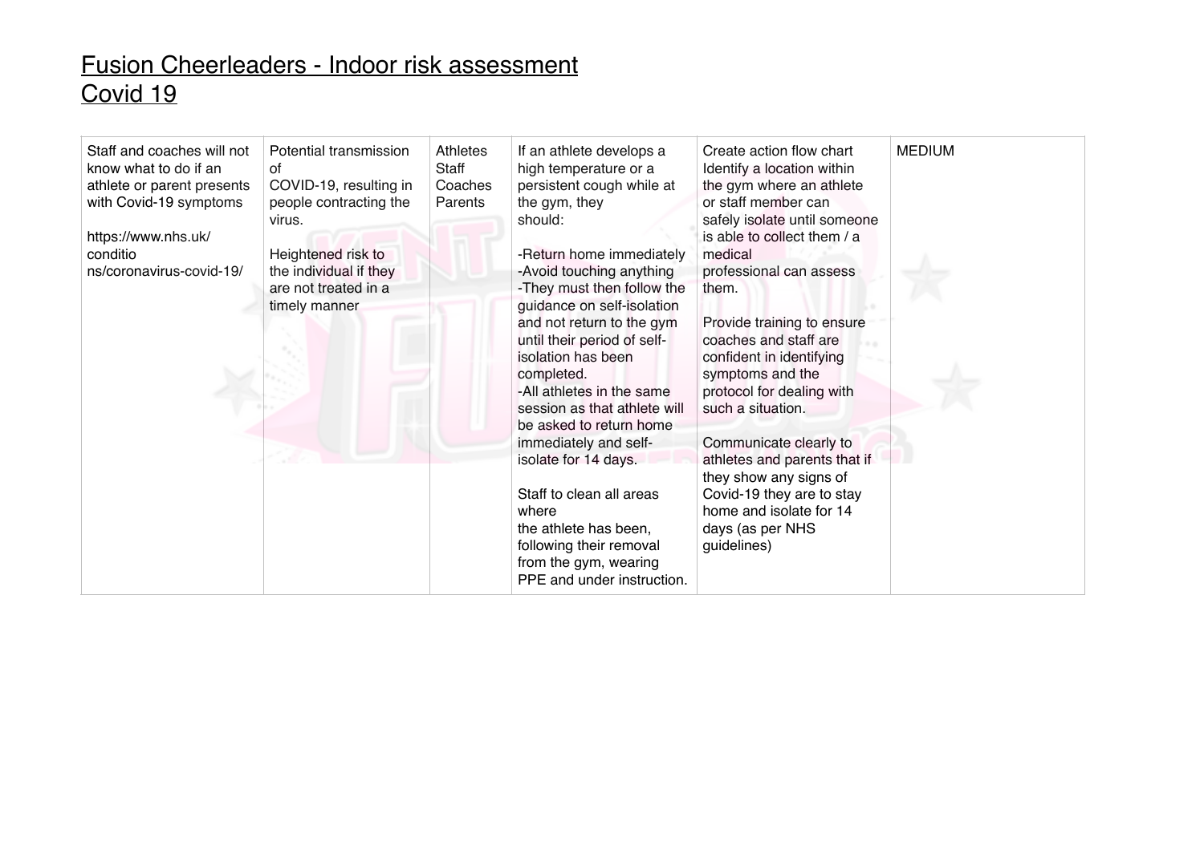# Fusion Cheerleaders - Indoor risk assessment
# Covid 19

| | | | | | |
|---|---|---|---|---|---|
| Staff and coaches will not know what to do if an athlete or parent presents with Covid-19 symptoms<br><br>https://www.nhs.uk/conditions/coronavirus-covid-19/ | Potential transmission of COVID-19, resulting in people contracting the virus.<br><br>Heightened risk to the individual if they are not treated in a timely manner | Athletes<br>Staff<br>Coaches<br>Parents | If an athlete develops a high temperature or a persistent cough while at the gym, they should:<br><br>-Return home immediately<br>-Avoid touching anything<br>-They must then follow the guidance on self-isolation and not return to the gym until their period of self-isolation has been completed.<br>-All athletes in the same session as that athlete will be asked to return home immediately and self-isolate for 14 days.<br><br>Staff to clean all areas where the athlete has been, following their removal from the gym, wearing PPE and under instruction. | Create action flow chart<br>Identify a location within the gym where an athlete or staff member can safely isolate until someone is able to collect them / a medical professional can assess them.<br><br>Provide training to ensure coaches and staff are confident in identifying symptoms and the protocol for dealing with such a situation.<br><br>Communicate clearly to athletes and parents that if they show any signs of Covid-19 they are to stay home and isolate for 14 days (as per NHS guidelines) | MEDIUM |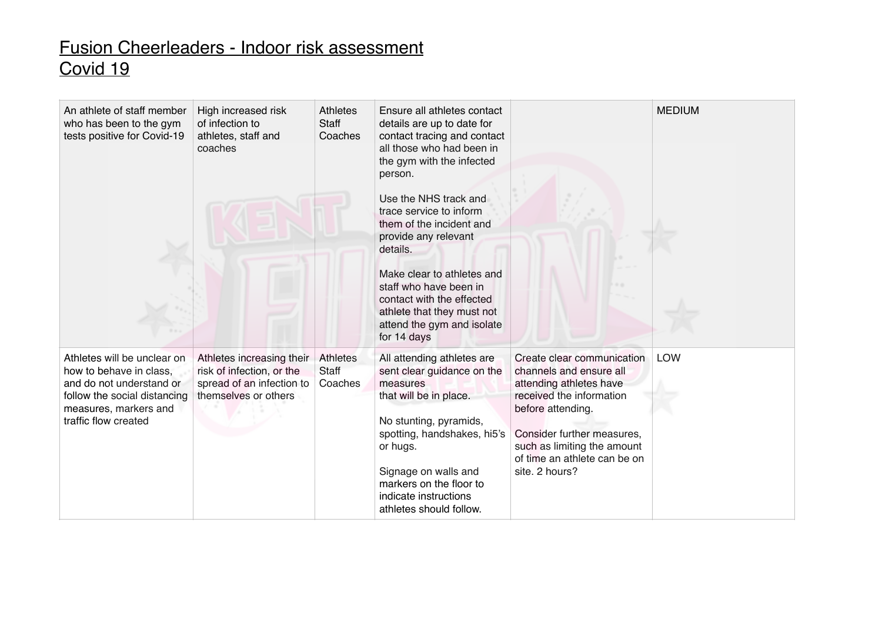# Fusion Cheerleaders - Indoor risk assessment
# Covid 19

| | | | | | |
|---|---|---|---|---|---|
| An athlete of staff member who has been to the gym tests positive for Covid-19 | High increased risk of infection to athletes, staff and coaches | Athletes<br>Staff<br>Coaches | Ensure all athletes contact details are up to date for contact tracing and contact all those who had been in the gym with the infected person.<br><br>Use the NHS track and trace service to inform them of the incident and provide any relevant details.<br><br>Make clear to athletes and staff who have been in contact with the effected athlete that they must not attend the gym and isolate for 14 days | | MEDIUM |
| Athletes will be unclear on how to behave in class, and do not understand or follow the social distancing measures, markers and traffic flow created | Athletes increasing their risk of infection, or the spread of an infection to themselves or others | Athletes<br>Staff<br>Coaches | All attending athletes are sent clear guidance on the measures that will be in place.<br><br>No stunting, pyramids, spotting, handshakes, hi5's or hugs.<br><br>Signage on walls and markers on the floor to indicate instructions athletes should follow. | Create clear communication channels and ensure all attending athletes have received the information before attending.<br><br>Consider further measures, such as limiting the amount of time an athlete can be on site. 2 hours? | LOW |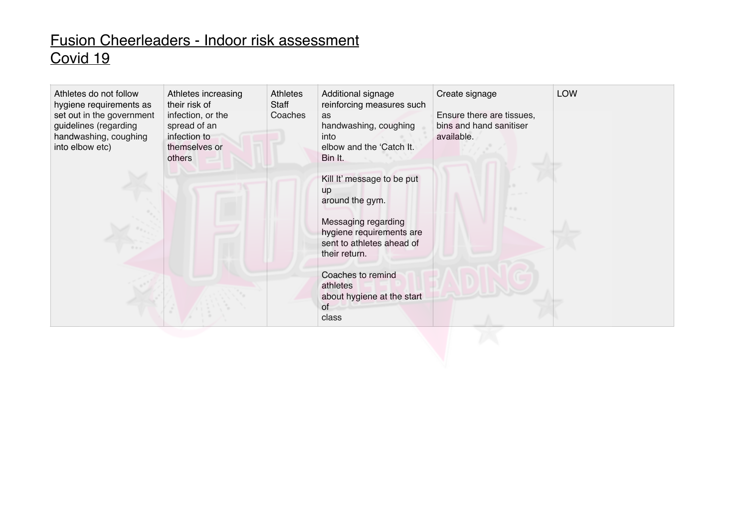# Fusion Cheerleaders - Indoor risk assessment
## Covid 19

| | | | | | |
|---|---|---|---|---|---|
| Athletes do not follow hygiene requirements as set out in the government guidelines (regarding handwashing, coughing into elbow etc) | Athletes increasing their risk of infection, or the spread of an infection to themselves or others | Athletes Staff Coaches | Additional signage reinforcing measures such as handwashing, coughing into elbow and the 'Catch It. Bin It. Kill It' message to be put up around the gym. Messaging regarding hygiene requirements are sent to athletes ahead of their return. Coaches to remind athletes about hygiene at the start of class | Create signage Ensure there are tissues, bins and hand sanitiser available. | LOW |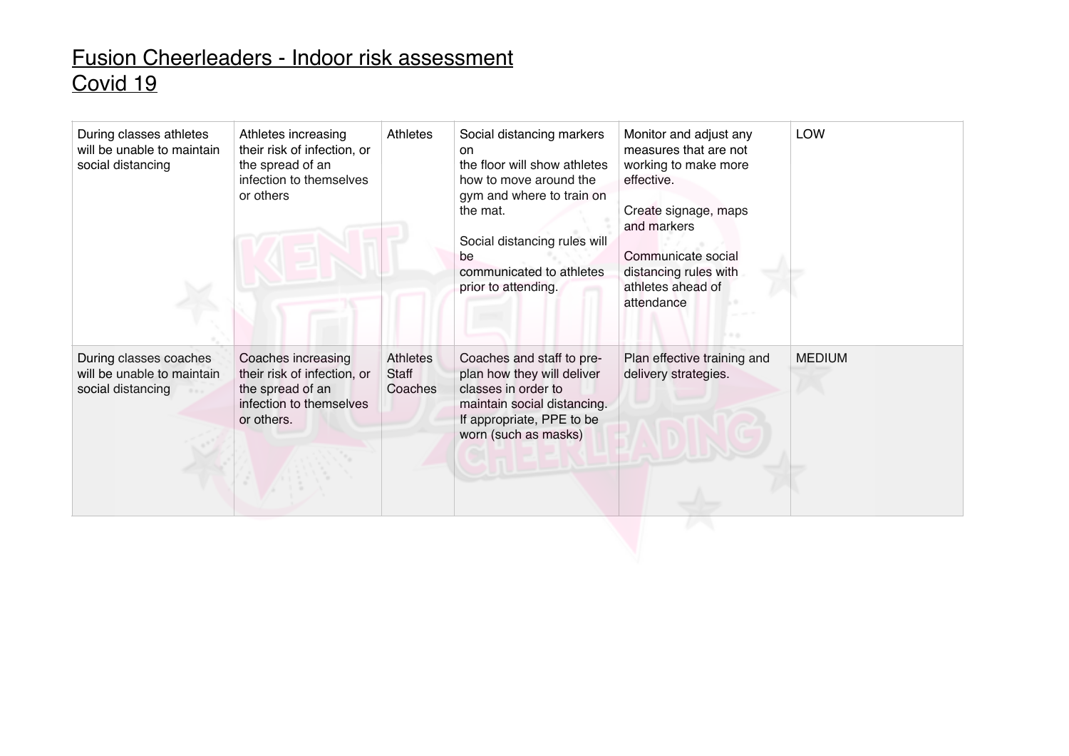# Fusion Cheerleaders - Indoor risk assessment
## Covid 19

| | | | | | |
|---|---|---|---|---|---|
| During classes athletes will be unable to maintain social distancing | Athletes increasing their risk of infection, or the spread of an infection to themselves or others | Athletes | Social distancing markers on the floor will show athletes how to move around the gym and where to train on the mat.<br><br>Social distancing rules will be communicated to athletes prior to attending. | Monitor and adjust any measures that are not working to make more effective.<br><br>Create signage, maps and markers<br><br>Communicate social distancing rules with athletes ahead of attendance | LOW |
| During classes coaches will be unable to maintain social distancing | Coaches increasing their risk of infection, or the spread of an infection to themselves or others. | Athletes<br>Staff<br>Coaches | Coaches and staff to pre-plan how they will deliver classes in order to maintain social distancing. If appropriate, PPE to be worn (such as masks) | Plan effective training and delivery strategies. | MEDIUM |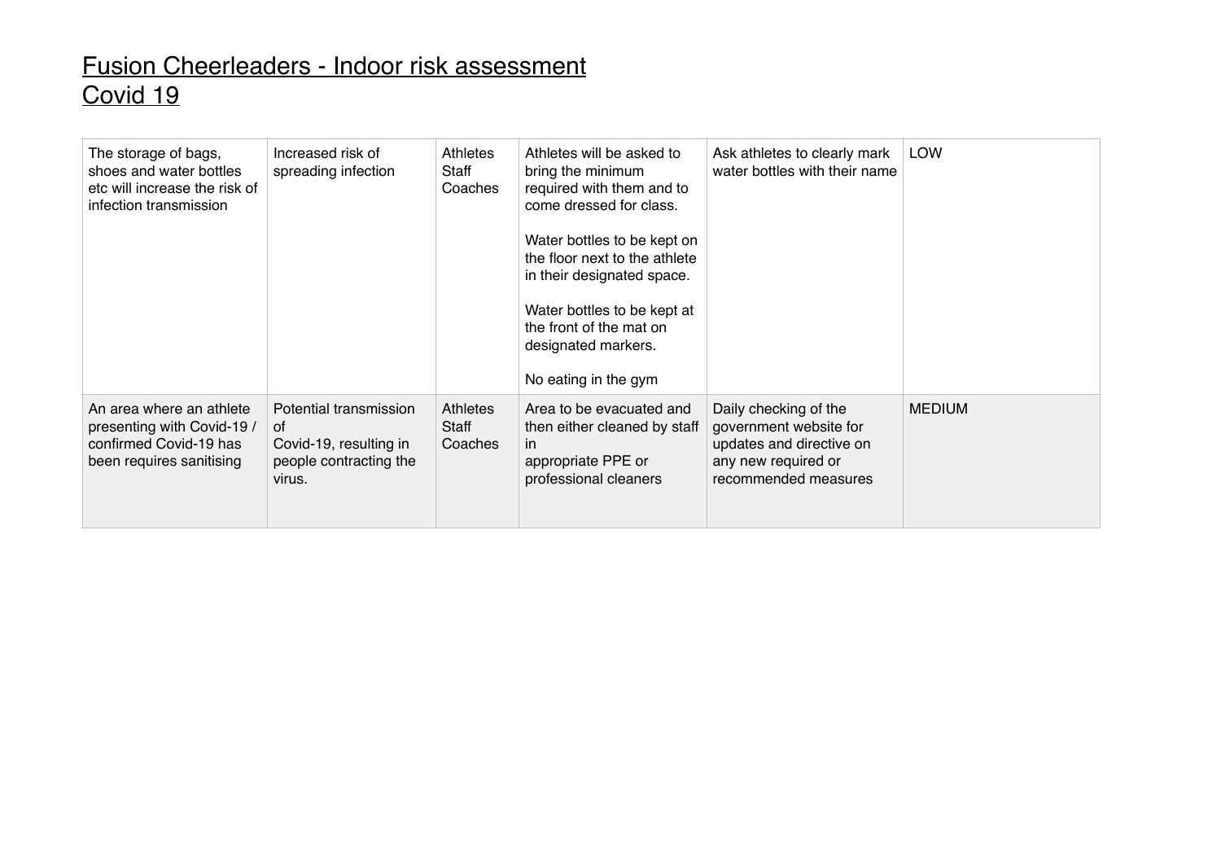# Fusion Cheerleaders - Indoor risk assessment
# Covid 19

| | | | | | |
|---|---|---|---|---|---|
| The storage of bags, shoes and water bottles etc will increase the risk of infection transmission | Increased risk of spreading infection | Athletes<br>Staff<br>Coaches | Athletes will be asked to bring the minimum required with them and to come dressed for class.<br><br>Water bottles to be kept on the floor next to the athlete in their designated space.<br><br>Water bottles to be kept at the front of the mat on designated markers.<br><br>No eating in the gym | Ask athletes to clearly mark water bottles with their name | LOW |
| An area where an athlete presenting with Covid-19 / confirmed Covid-19 has been requires sanitising | Potential transmission of Covid-19, resulting in people contracting the virus. | Athletes<br>Staff<br>Coaches | Area to be evacuated and then either cleaned by staff in appropriate PPE or professional cleaners | Daily checking of the government website for updates and directive on any new required or recommended measures | MEDIUM |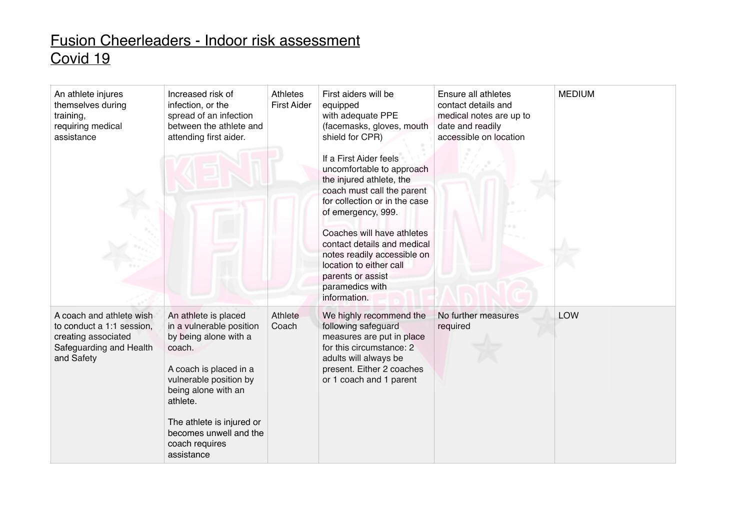# Fusion Cheerleaders - Indoor risk assessment
# Covid 19

| | | | | | |
|---|---|---|---|---|---|
| An athlete injures themselves during training, requiring medical assistance | Increased risk of infection, or the spread of an infection between the athlete and attending first aider. | Athletes First Aider | First aiders will be equipped with adequate PPE (facemasks, gloves, mouth shield for CPR)<br><br>If a First Aider feels uncomfortable to approach the injured athlete, the coach must call the parent for collection or in the case of emergency, 999.<br><br>Coaches will have athletes contact details and medical notes readily accessible on location to either call parents or assist paramedics with information. | Ensure all athletes contact details and medical notes are up to date and readily accessible on location | MEDIUM |
| A coach and athlete wish to conduct a 1:1 session, creating associated Safeguarding and Health and Safety | An athlete is placed in a vulnerable position by being alone with a coach.<br><br>A coach is placed in a vulnerable position by being alone with an athlete.<br><br>The athlete is injured or becomes unwell and the coach requires assistance | Athlete Coach | We highly recommend the following safeguard measures are put in place for this circumstance: 2 adults will always be present. Either 2 coaches or 1 coach and 1 parent | No further measures required | LOW |